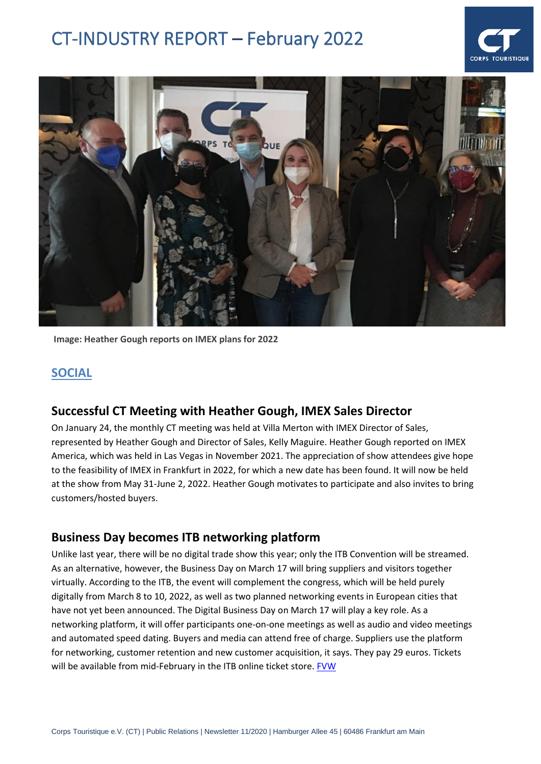# CT-INDUSTRY REPORT – February 2022

Image: Heather Gough reports on IMEX plans for 2022

## SOCIAL

### Successful CT Meeting with Heather Gough, IMEX Sales Director

On January 24, the monthly CT meeting was held at Villa Merton with IMEX Director of Sales, represented by Heather Gough and Director of Sales, Kelly Maguire. Heather Gough reported on IMEX America, which was held in Las Vegas in November 2021. The appreciation of show attendees give hope to the feasibility of IMEX in Frankfurt in 2022, for which a new date has been found. It will now be held at the show from May 31-June 2, 2022. Heather Gough motivates to participate and also invites to bring customers/hosted buyers.

### Business Day becomes ITB networking platform

Unlike last year, there will be no digital trade show this year; only the ITB Convention will be streamed. As an alternative, however, the Business Day on March 17 will bring suppliers and visitors together virtually. According to the ITB, the event will complement the congress, which will be held purely digitally from March 8 to 10, 2022, as well as two planned networking events in European cities that have not yet been announced. The Digital Business Day on March 17 will play a key role. As a networking platform, it will offer participants one-on-one meetings as well as audio and video meetings and automated speed dating. Buyers and media can attend free of charge. Suppliers use the platform for networking, customer retention and new customer acquisition, it says. They pay 29 euros. Tickets will be available from mid-February in the ITB online ticket store. FVW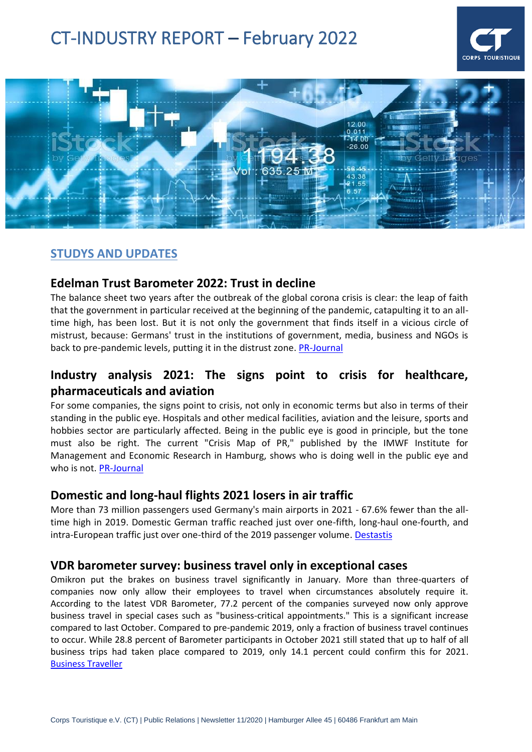# CT-INDUSTRY REPORT – February 2022

## STUDYS AND UPDATES

### Edelman Trust Barometer 2022: Trust in decline

The balance sheet two years after the outbreak of the global corona crisis is clear: the leap of faith that the government in particular received at the beginning of the pandemic, catapulting it to an all-time high, has been lost. But it is not only the government that finds itself in a vicious circle of mistrust, because: Germans' trust in the institutions of government, media, business and NGOs is back to pre-pandemic levels, putting it in the distrust zone. PR-Journal

### Industry analysis 2021: The signs point to crisis for healthcare, pharmaceuticals and aviation

For some companies, the signs point to crisis, not only in economic terms but also in terms of their standing in the public eye. Hospitals and other medical facilities, aviation and the leisure, sports and hobbies sector are particularly affected. Being in the public eye is good in principle, but the tone must also be right. The current "Crisis Map of PR," published by the IMWF Institute for Management and Economic Research in Hamburg, shows who is doing well in the public eye and who is not. PR-Journal

### Domestic and long-haul flights 2021 losers in air traffic

More than 73 million passengers used Germany's main airports in 2021 - 67.6% fewer than the all-time high in 2019. Domestic German traffic reached just over one-fifth, long-haul one-fourth, and intra-European traffic just over one-third of the 2019 passenger volume. Destatis

### VDR barometer survey: business travel only in exceptional cases

Omikron put the brakes on business travel significantly in January. More than three-quarters of companies now only allow their employees to travel when circumstances absolutely require it. According to the latest VDR Barometer, 77.2 percent of the companies surveyed now only approve business travel in special cases such as "business-critical appointments." This is a significant increase compared to last October. Compared to pre-pandemic 2019, only a fraction of business travel continues to occur. While 28.8 percent of Barometer participants in October 2021 still stated that up to half of all business trips had taken place compared to 2019, only 14.1 percent could confirm this for 2021. Business Traveller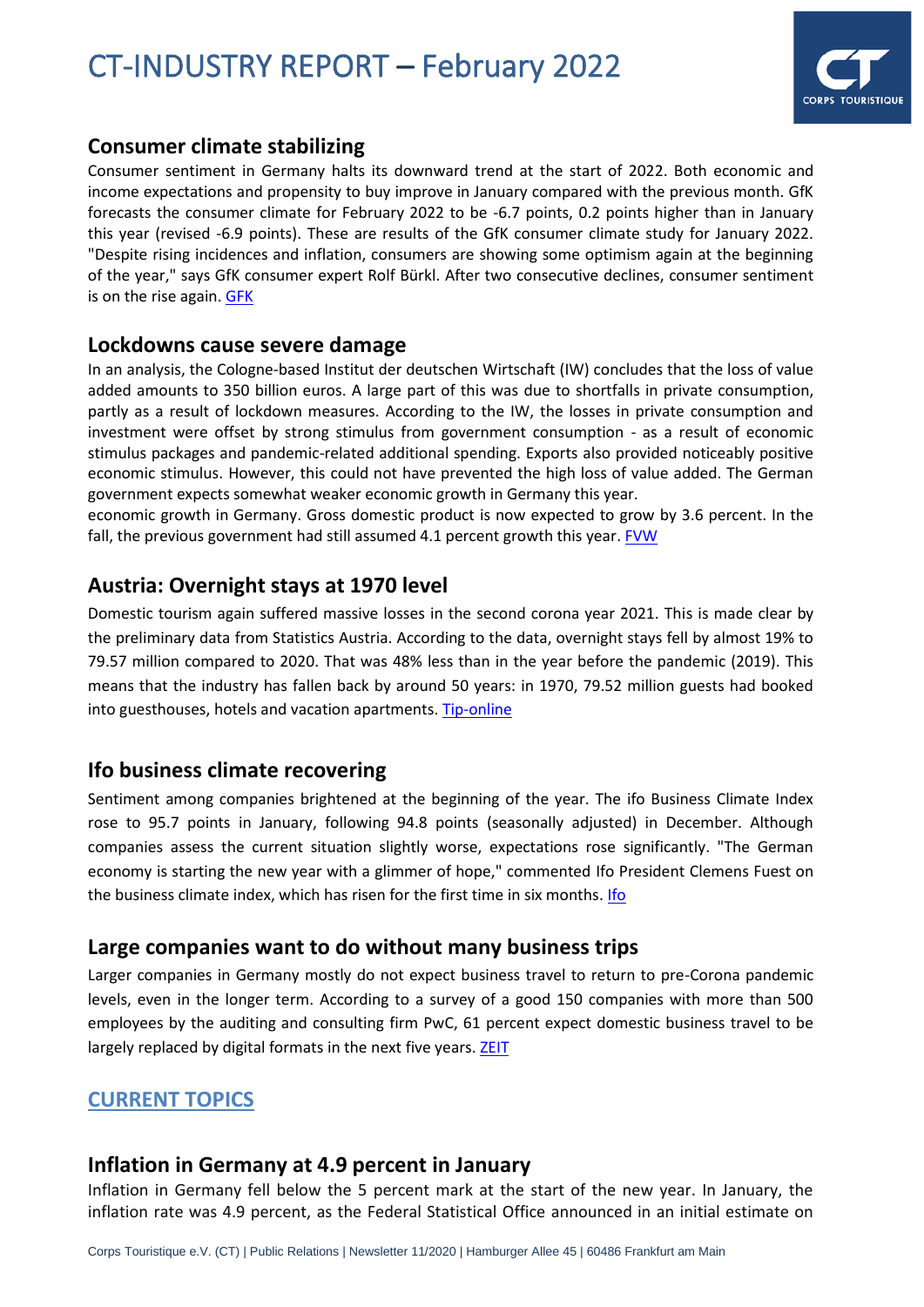# CT-INDUSTRY REPORT – February 2022

## Consumer climate stabilizing

Consumer sentiment in Germany halts its downward trend at the start of 2022. Both economic and income expectations and propensity to buy improve in January compared with the previous month. GfK forecasts the consumer climate for February 2022 to be -6.7 points, 0.2 points higher than in January this year (revised -6.9 points). These are results of the GfK consumer climate study for January 2022. "Despite rising incidences and inflation, consumers are showing some optimism again at the beginning of the year," says GfK consumer expert Rolf Bürkl. After two consecutive declines, consumer sentiment is on the rise again. GFK

## Lockdowns cause severe damage

In an analysis, the Cologne-based Institut der deutschen Wirtschaft (IW) concludes that the loss of value added amounts to 350 billion euros. A large part of this was due to shortfalls in private consumption, partly as a result of lockdown measures. According to the IW, the losses in private consumption and investment were offset by strong stimulus from government consumption - as a result of economic stimulus packages and pandemic-related additional spending. Exports also provided noticeably positive economic stimulus. However, this could not have prevented the high loss of value added. The German government expects somewhat weaker economic growth in Germany this year.
economic growth in Germany. Gross domestic product is now expected to grow by 3.6 percent. In the fall, the previous government had still assumed 4.1 percent growth this year. FVW

## Austria: Overnight stays at 1970 level

Domestic tourism again suffered massive losses in the second corona year 2021. This is made clear by the preliminary data from Statistics Austria. According to the data, overnight stays fell by almost 19% to 79.57 million compared to 2020. That was 48% less than in the year before the pandemic (2019). This means that the industry has fallen back by around 50 years: in 1970, 79.52 million guests had booked into guesthouses, hotels and vacation apartments. Tip-online

## Ifo business climate recovering

Sentiment among companies brightened at the beginning of the year. The ifo Business Climate Index rose to 95.7 points in January, following 94.8 points (seasonally adjusted) in December. Although companies assess the current situation slightly worse, expectations rose significantly. "The German economy is starting the new year with a glimmer of hope," commented Ifo President Clemens Fuest on the business climate index, which has risen for the first time in six months. Ifo

## Large companies want to do without many business trips

Larger companies in Germany mostly do not expect business travel to return to pre-Corona pandemic levels, even in the longer term. According to a survey of a good 150 companies with more than 500 employees by the auditing and consulting firm PwC, 61 percent expect domestic business travel to be largely replaced by digital formats in the next five years. ZEIT

## CURRENT TOPICS

## Inflation in Germany at 4.9 percent in January

Inflation in Germany fell below the 5 percent mark at the start of the new year. In January, the inflation rate was 4.9 percent, as the Federal Statistical Office announced in an initial estimate on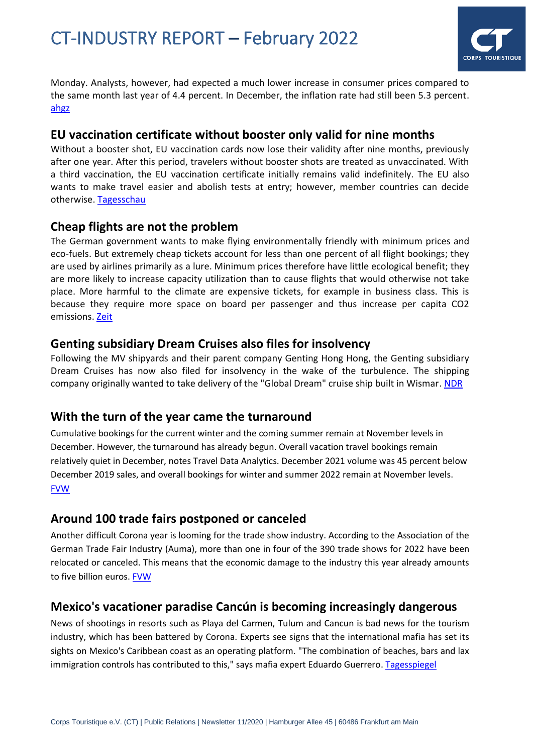Monday. Analysts, however, had expected a much lower increase in consumer prices compared to the same month last year of 4.4 percent. In December, the inflation rate had still been 5.3 percent. ahgz

## EU vaccination certificate without booster only valid for nine months

Without a booster shot, EU vaccination cards now lose their validity after nine months, previously after one year. After this period, travelers without booster shots are treated as unvaccinated. With a third vaccination, the EU vaccination certificate initially remains valid indefinitely. The EU also wants to make travel easier and abolish tests at entry; however, member countries can decide otherwise. Tagesschau

## Cheap flights are not the problem

The German government wants to make flying environmentally friendly with minimum prices and eco-fuels. But extremely cheap tickets account for less than one percent of all flight bookings; they are used by airlines primarily as a lure. Minimum prices therefore have little ecological benefit; they are more likely to increase capacity utilization than to cause flights that would otherwise not take place. More harmful to the climate are expensive tickets, for example in business class. This is because they require more space on board per passenger and thus increase per capita $CO_2$ emissions. Zeit

## Genting subsidiary Dream Cruises also files for insolvency

Following the MV shipyards and their parent company Genting Hong Hong, the Genting subsidiary Dream Cruises has now also filed for insolvency in the wake of the turbulence. The shipping company originally wanted to take delivery of the "Global Dream" cruise ship built in Wismar. NDR

## With the turn of the year came the turnaround

Cumulative bookings for the current winter and the coming summer remain at November levels in December. However, the turnaround has already begun. Overall vacation travel bookings remain relatively quiet in December, notes Travel Data Analytics. December 2021 volume was 45 percent below December 2019 sales, and overall bookings for winter and summer 2022 remain at November levels. FVW

## Around 100 trade fairs postponed or canceled

Another difficult Corona year is looming for the trade show industry. According to the Association of the German Trade Fair Industry (Auma), more than one in four of the 390 trade shows for 2022 have been relocated or canceled. This means that the economic damage to the industry this year already amounts to five billion euros. FVW

## Mexico's vacationer paradise Cancún is becoming increasingly dangerous

News of shootings in resorts such as Playa del Carmen, Tulum and Cancun is bad news for the tourism industry, which has been battered by Corona. Experts see signs that the international mafia has set its sights on Mexico's Caribbean coast as an operating platform. "The combination of beaches, bars and lax immigration controls has contributed to this," says mafia expert Eduardo Guerrero. Tagesspiegel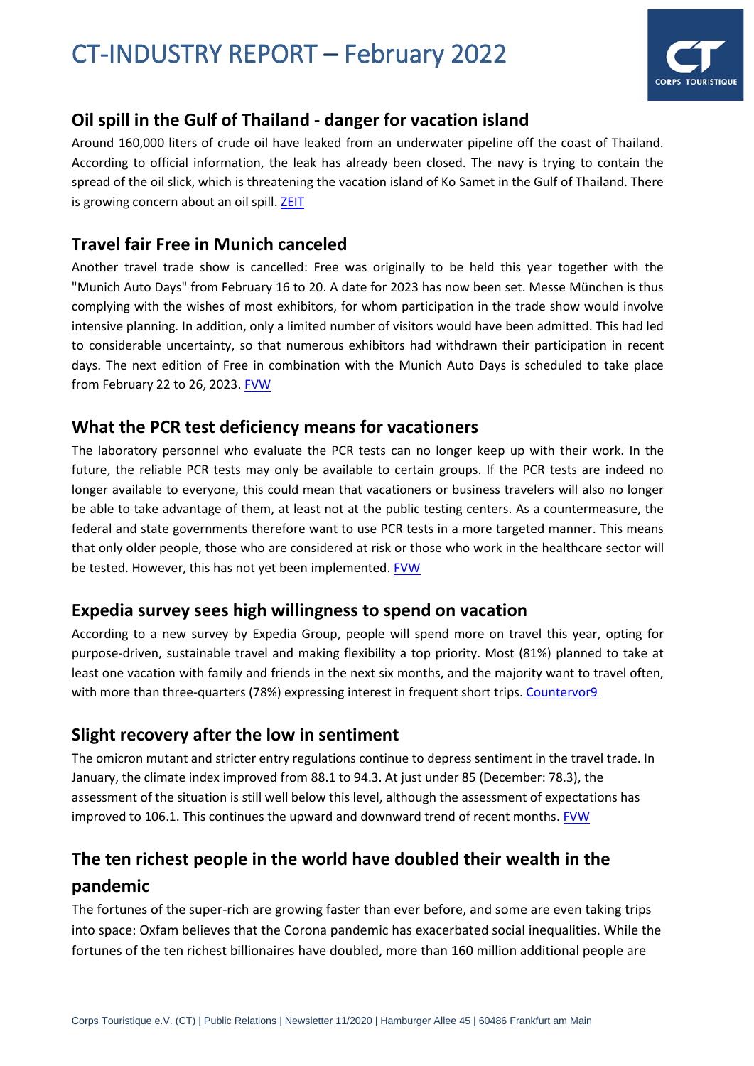## Oil spill in the Gulf of Thailand - danger for vacation island

Around 160,000 liters of crude oil have leaked from an underwater pipeline off the coast of Thailand. According to official information, the leak has already been closed. The navy is trying to contain the spread of the oil slick, which is threatening the vacation island of Ko Samet in the Gulf of Thailand. There is growing concern about an oil spill. ZEIT

## Travel fair Free in Munich canceled

Another travel trade show is cancelled: Free was originally to be held this year together with the "Munich Auto Days" from February 16 to 20. A date for 2023 has now been set. Messe München is thus complying with the wishes of most exhibitors, for whom participation in the trade show would involve intensive planning. In addition, only a limited number of visitors would have been admitted. This had led to considerable uncertainty, so that numerous exhibitors had withdrawn their participation in recent days. The next edition of Free in combination with the Munich Auto Days is scheduled to take place from February 22 to 26, 2023. FVW

## What the PCR test deficiency means for vacationers

The laboratory personnel who evaluate the PCR tests can no longer keep up with their work. In the future, the reliable PCR tests may only be available to certain groups. If the PCR tests are indeed no longer available to everyone, this could mean that vacationers or business travelers will also no longer be able to take advantage of them, at least not at the public testing centers. As a countermeasure, the federal and state governments therefore want to use PCR tests in a more targeted manner. This means that only older people, those who are considered at risk or those who work in the healthcare sector will be tested. However, this has not yet been implemented. FVW

## Expedia survey sees high willingness to spend on vacation

According to a new survey by Expedia Group, people will spend more on travel this year, opting for purpose-driven, sustainable travel and making flexibility a top priority. Most (81%) planned to take at least one vacation with family and friends in the next six months, and the majority want to travel often, with more than three-quarters (78%) expressing interest in frequent short trips. Countervor9

## Slight recovery after the low in sentiment

The omicron mutant and stricter entry regulations continue to depress sentiment in the travel trade. In January, the climate index improved from 88.1 to 94.3. At just under 85 (December: 78.3), the assessment of the situation is still well below this level, although the assessment of expectations has improved to 106.1. This continues the upward and downward trend of recent months. FVW

## The ten richest people in the world have doubled their wealth in the pandemic

The fortunes of the super-rich are growing faster than ever before, and some are even taking trips into space: Oxfam believes that the Corona pandemic has exacerbated social inequalities. While the fortunes of the ten richest billionaires have doubled, more than 160 million additional people are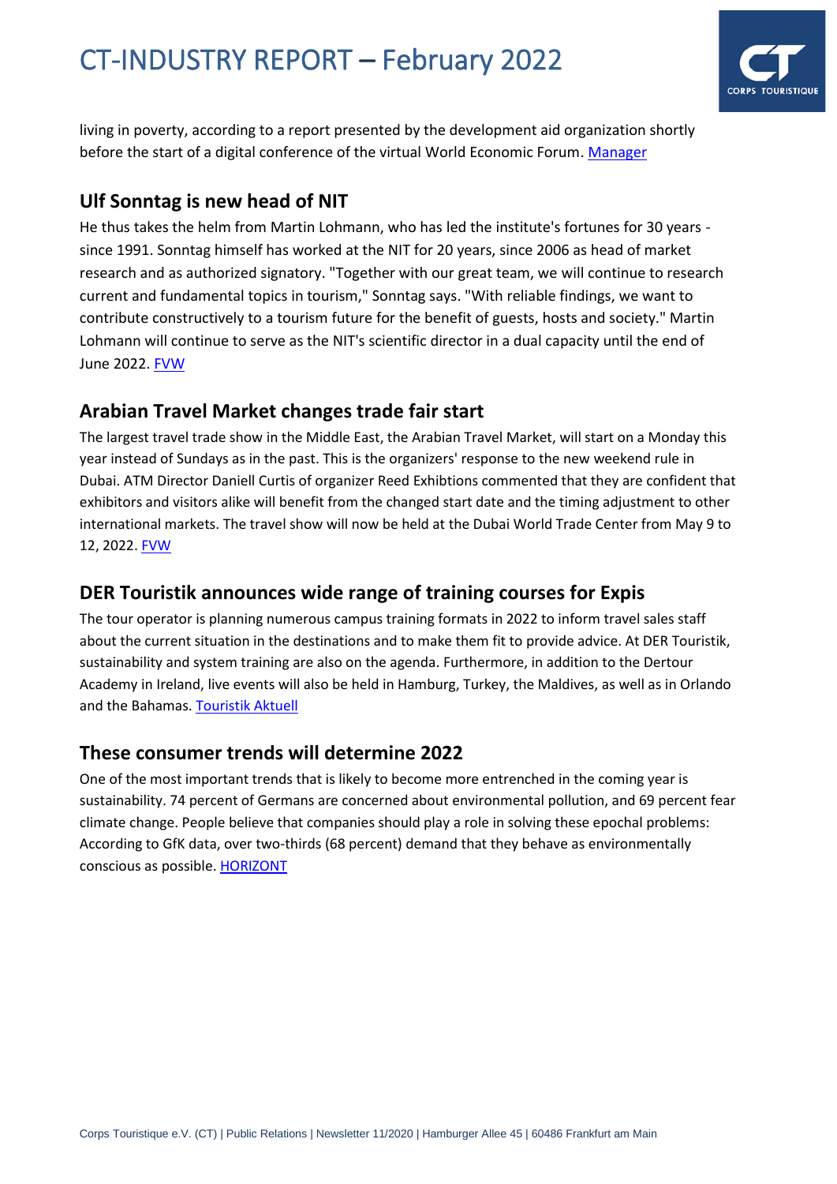living in poverty, according to a report presented by the development aid organization shortly before the start of a digital conference of the virtual World Economic Forum. Manager

## Ulf Sonntag is new head of NIT

He thus takes the helm from Martin Lohmann, who has led the institute's fortunes for 30 years - since 1991. Sonntag himself has worked at the NIT for 20 years, since 2006 as head of market research and as authorized signatory. "Together with our great team, we will continue to research current and fundamental topics in tourism," Sonntag says. "With reliable findings, we want to contribute constructively to a tourism future for the benefit of guests, hosts and society." Martin Lohmann will continue to serve as the NIT's scientific director in a dual capacity until the end of June 2022. FVW

## Arabian Travel Market changes trade fair start

The largest travel trade show in the Middle East, the Arabian Travel Market, will start on a Monday this year instead of Sundays as in the past. This is the organizers' response to the new weekend rule in Dubai. ATM Director Daniell Curtis of organizer Reed Exhbitions commented that they are confident that exhibitors and visitors alike will benefit from the changed start date and the timing adjustment to other international markets. The travel show will now be held at the Dubai World Trade Center from May 9 to 12, 2022. FVW

## DER Touristik announces wide range of training courses for Expis

The tour operator is planning numerous campus training formats in 2022 to inform travel sales staff about the current situation in the destinations and to make them fit to provide advice. At DER Touristik, sustainability and system training are also on the agenda. Furthermore, in addition to the Dertour Academy in Ireland, live events will also be held in Hamburg, Turkey, the Maldives, as well as in Orlando and the Bahamas. Touristik Aktuell

## These consumer trends will determine 2022

One of the most important trends that is likely to become more entrenched in the coming year is sustainability. 74 percent of Germans are concerned about environmental pollution, and 69 percent fear climate change. People believe that companies should play a role in solving these epochal problems: According to GfK data, over two-thirds (68 percent) demand that they behave as environmentally conscious as possible. HORIZONT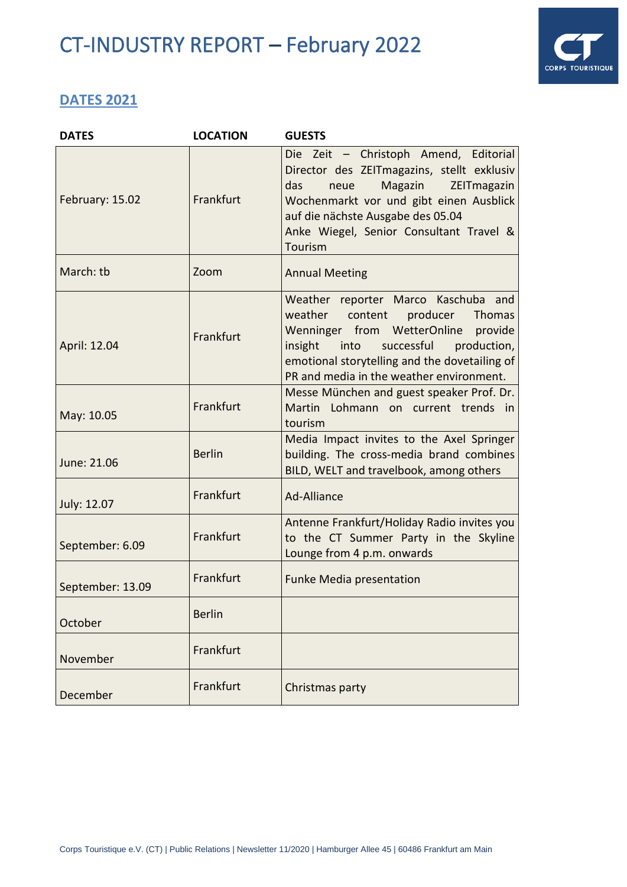# CT-INDUSTRY REPORT – February 2022

## DATES 2021

| DATES | LOCATION | GUESTS |
| --- | --- | --- |
| February: 15.02 | Frankfurt | Die Zeit – Christoph Amend, Editorial Director des ZEITmagazins, stellt exklusiv das neue Magazin ZEITmagazin Wochenmarkt vor und gibt einen Ausblick auf die nächste Ausgabe des 05.04 Anke Wiegel, Senior Consultant Travel & Tourism |
| March: tb | Zoom | Annual Meeting |
| April: 12.04 | Frankfurt | Weather reporter Marco Kaschuba and weather content producer Thomas Wenninger from WetterOnline provide insight into successful production, emotional storytelling and the dovetailing of PR and media in the weather environment. |
| May: 10.05 | Frankfurt | Messe München and guest speaker Prof. Dr. Martin Lohmann on current trends in tourism |
| June: 21.06 | Berlin | Media Impact invites to the Axel Springer building. The cross-media brand combines BILD, WELT and travelbook, among others |
| July: 12.07 | Frankfurt | Ad-Alliance |
| September: 6.09 | Frankfurt | Antenne Frankfurt/Holiday Radio invites you to the CT Summer Party in the Skyline Lounge from 4 p.m. onwards |
| September: 13.09 | Frankfurt | Funke Media presentation |
| October | Berlin | |
| November | Frankfurt | |
| December | Frankfurt | Christmas party |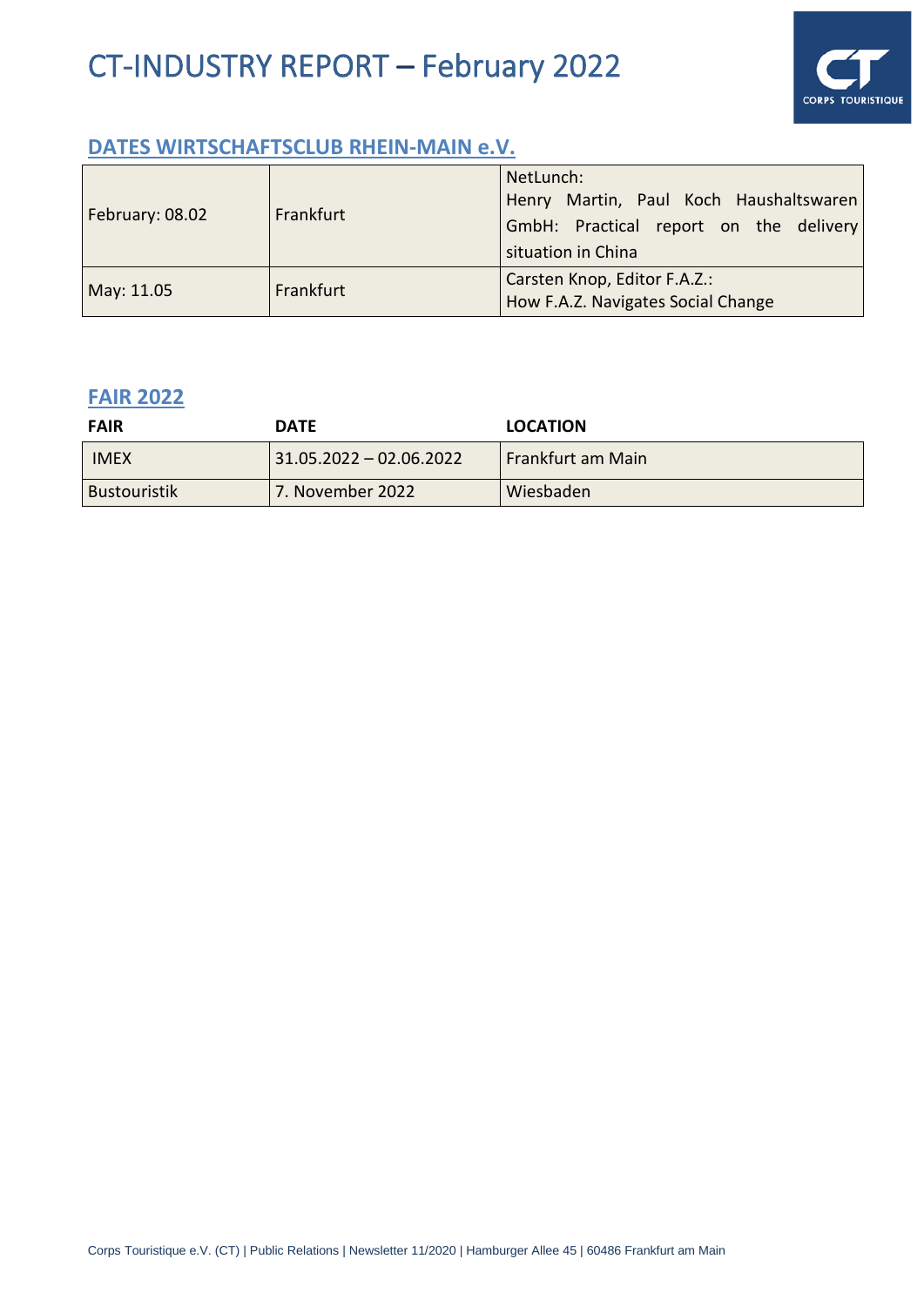## DATES WIRTSCHAFTSCLUB RHEIN-MAIN e.V.

| | | |
|---|---|---|
| February: 08.02 | Frankfurt | NetLunch: Henry Martin, Paul Koch Haushaltswaren GmbH: Practical report on the delivery situation in China |
| May: 11.05 | Frankfurt | Carsten Knop, Editor F.A.Z.: How F.A.Z. Navigates Social Change |

## FAIR 2022

| FAIR | DATE | LOCATION |
|---|---|---|
| IMEX | 31.05.2022 – 02.06.2022 | Frankfurt am Main |
| Bustouristik | 7. November 2022 | Wiesbaden |